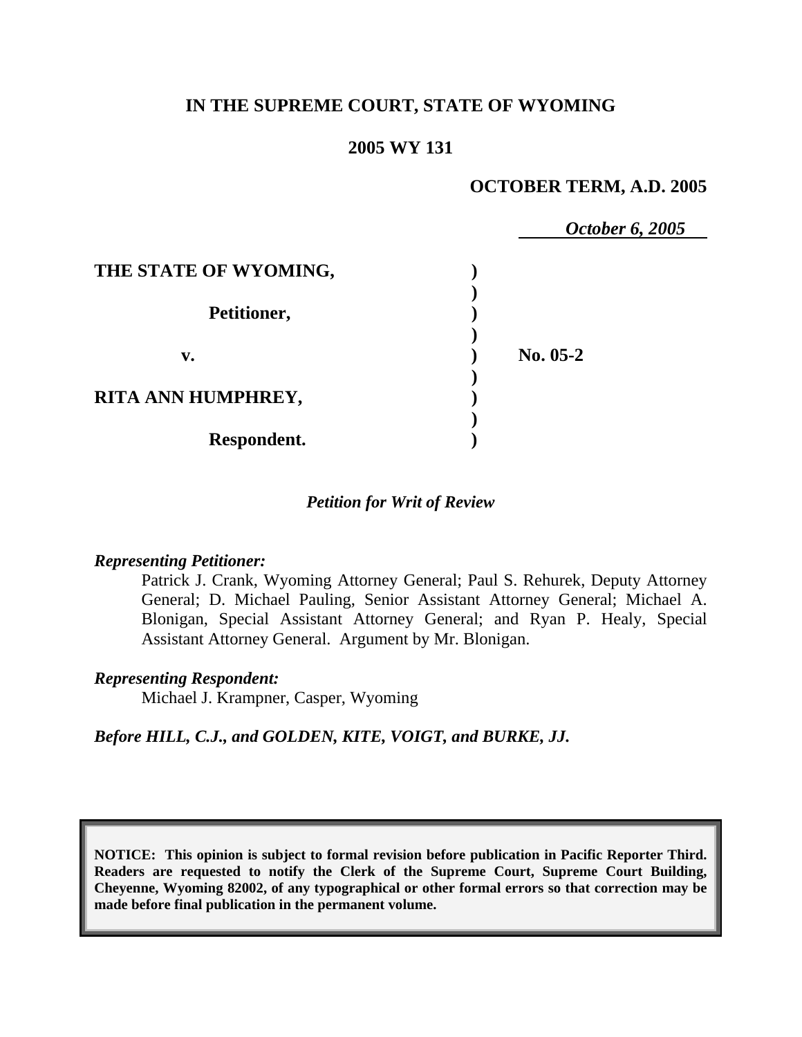**IN THE SUPREME COURT, STATE OF WYOMING**

**2005 WY 131**

**OCTOBER TERM, A.D. 2005**

***October 6, 2005***

| | | |
|---|---|---|
| **THE STATE OF WYOMING,** | ) | |
| | ) | |
| **Petitioner,** | ) | |
| | ) | |
| **v.** | ) | **No. 05-2** |
| | ) | |
| **RITA ANN HUMPHREY,** | ) | |
| | ) | |
| **Respondent.** | ) | |

*Petition for Writ of Review*

***Representing Petitioner:***

Patrick J. Crank, Wyoming Attorney General; Paul S. Rehurek, Deputy Attorney General; D. Michael Pauling, Senior Assistant Attorney General; Michael A. Blonigan, Special Assistant Attorney General; and Ryan P. Healy, Special Assistant Attorney General. Argument by Mr. Blonigan.

***Representing Respondent:***

Michael J. Krampner, Casper, Wyoming

***Before HILL, C.J., and GOLDEN, KITE, VOIGT, and BURKE, JJ.***

**NOTICE: This opinion is subject to formal revision before publication in Pacific Reporter Third. Readers are requested to notify the Clerk of the Supreme Court, Supreme Court Building, Cheyenne, Wyoming 82002, of any typographical or other formal errors so that correction may be made before final publication in the permanent volume.**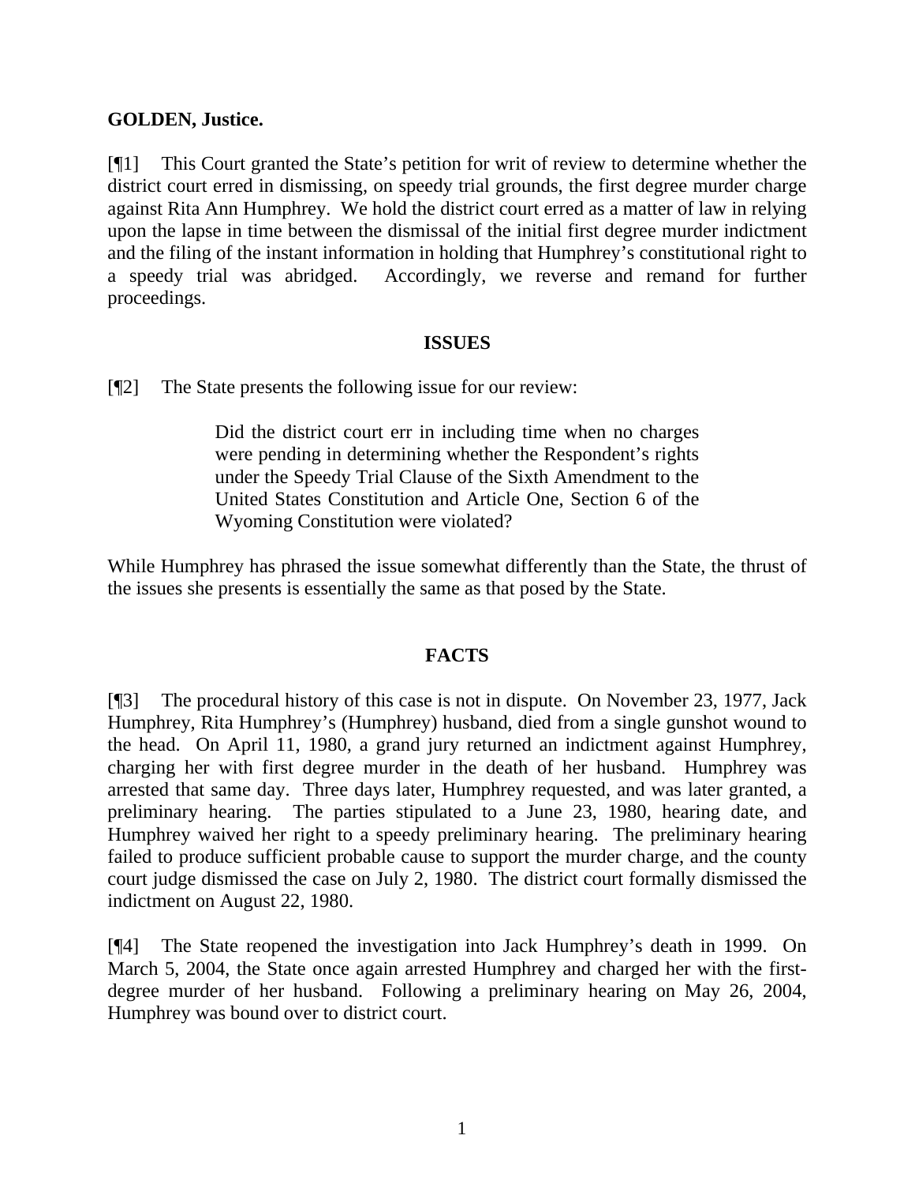**GOLDEN, Justice.**

[¶1] This Court granted the State's petition for writ of review to determine whether the district court erred in dismissing, on speedy trial grounds, the first degree murder charge against Rita Ann Humphrey. We hold the district court erred as a matter of law in relying upon the lapse in time between the dismissal of the initial first degree murder indictment and the filing of the instant information in holding that Humphrey's constitutional right to a speedy trial was abridged. Accordingly, we reverse and remand for further proceedings.

## ISSUES

[¶2] The State presents the following issue for our review:

> Did the district court err in including time when no charges were pending in determining whether the Respondent's rights under the Speedy Trial Clause of the Sixth Amendment to the United States Constitution and Article One, Section 6 of the Wyoming Constitution were violated?

While Humphrey has phrased the issue somewhat differently than the State, the thrust of the issues she presents is essentially the same as that posed by the State.

## FACTS

[¶3] The procedural history of this case is not in dispute. On November 23, 1977, Jack Humphrey, Rita Humphrey's (Humphrey) husband, died from a single gunshot wound to the head. On April 11, 1980, a grand jury returned an indictment against Humphrey, charging her with first degree murder in the death of her husband. Humphrey was arrested that same day. Three days later, Humphrey requested, and was later granted, a preliminary hearing. The parties stipulated to a June 23, 1980, hearing date, and Humphrey waived her right to a speedy preliminary hearing. The preliminary hearing failed to produce sufficient probable cause to support the murder charge, and the county court judge dismissed the case on July 2, 1980. The district court formally dismissed the indictment on August 22, 1980.

[¶4] The State reopened the investigation into Jack Humphrey's death in 1999. On March 5, 2004, the State once again arrested Humphrey and charged her with the first-degree murder of her husband. Following a preliminary hearing on May 26, 2004, Humphrey was bound over to district court.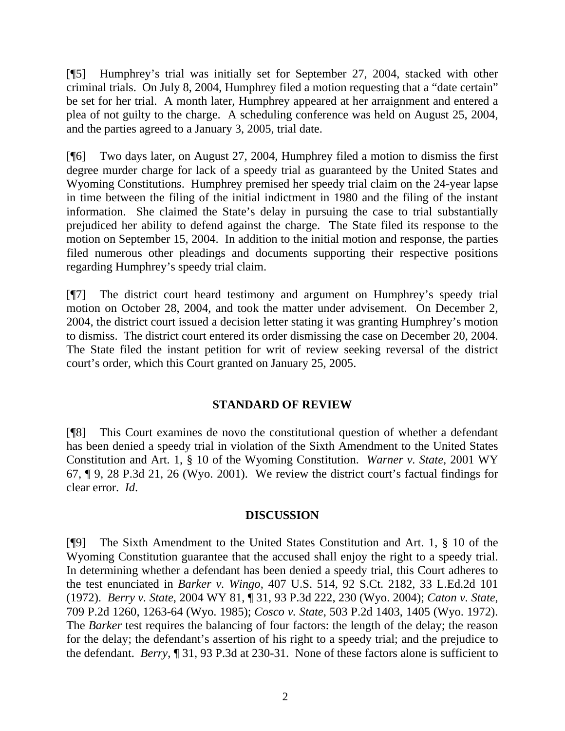[¶5] Humphrey's trial was initially set for September 27, 2004, stacked with other criminal trials. On July 8, 2004, Humphrey filed a motion requesting that a "date certain" be set for her trial. A month later, Humphrey appeared at her arraignment and entered a plea of not guilty to the charge. A scheduling conference was held on August 25, 2004, and the parties agreed to a January 3, 2005, trial date.

[¶6] Two days later, on August 27, 2004, Humphrey filed a motion to dismiss the first degree murder charge for lack of a speedy trial as guaranteed by the United States and Wyoming Constitutions. Humphrey premised her speedy trial claim on the 24-year lapse in time between the filing of the initial indictment in 1980 and the filing of the instant information. She claimed the State's delay in pursuing the case to trial substantially prejudiced her ability to defend against the charge. The State filed its response to the motion on September 15, 2004. In addition to the initial motion and response, the parties filed numerous other pleadings and documents supporting their respective positions regarding Humphrey's speedy trial claim.

[¶7] The district court heard testimony and argument on Humphrey's speedy trial motion on October 28, 2004, and took the matter under advisement. On December 2, 2004, the district court issued a decision letter stating it was granting Humphrey's motion to dismiss. The district court entered its order dismissing the case on December 20, 2004. The State filed the instant petition for writ of review seeking reversal of the district court's order, which this Court granted on January 25, 2005.

## STANDARD OF REVIEW

[¶8] This Court examines de novo the constitutional question of whether a defendant has been denied a speedy trial in violation of the Sixth Amendment to the United States Constitution and Art. 1, § 10 of the Wyoming Constitution. *Warner v. State*, 2001 WY 67, ¶ 9, 28 P.3d 21, 26 (Wyo. 2001). We review the district court's factual findings for clear error. *Id*.

## DISCUSSION

[¶9] The Sixth Amendment to the United States Constitution and Art. 1, § 10 of the Wyoming Constitution guarantee that the accused shall enjoy the right to a speedy trial. In determining whether a defendant has been denied a speedy trial, this Court adheres to the test enunciated in *Barker v. Wingo*, 407 U.S. 514, 92 S.Ct. 2182, 33 L.Ed.2d 101 (1972). *Berry v. State*, 2004 WY 81, ¶ 31, 93 P.3d 222, 230 (Wyo. 2004); *Caton v. State*, 709 P.2d 1260, 1263-64 (Wyo. 1985); *Cosco v. State*, 503 P.2d 1403, 1405 (Wyo. 1972). The *Barker* test requires the balancing of four factors: the length of the delay; the reason for the delay; the defendant's assertion of his right to a speedy trial; and the prejudice to the defendant. *Berry*, ¶ 31, 93 P.3d at 230-31. None of these factors alone is sufficient to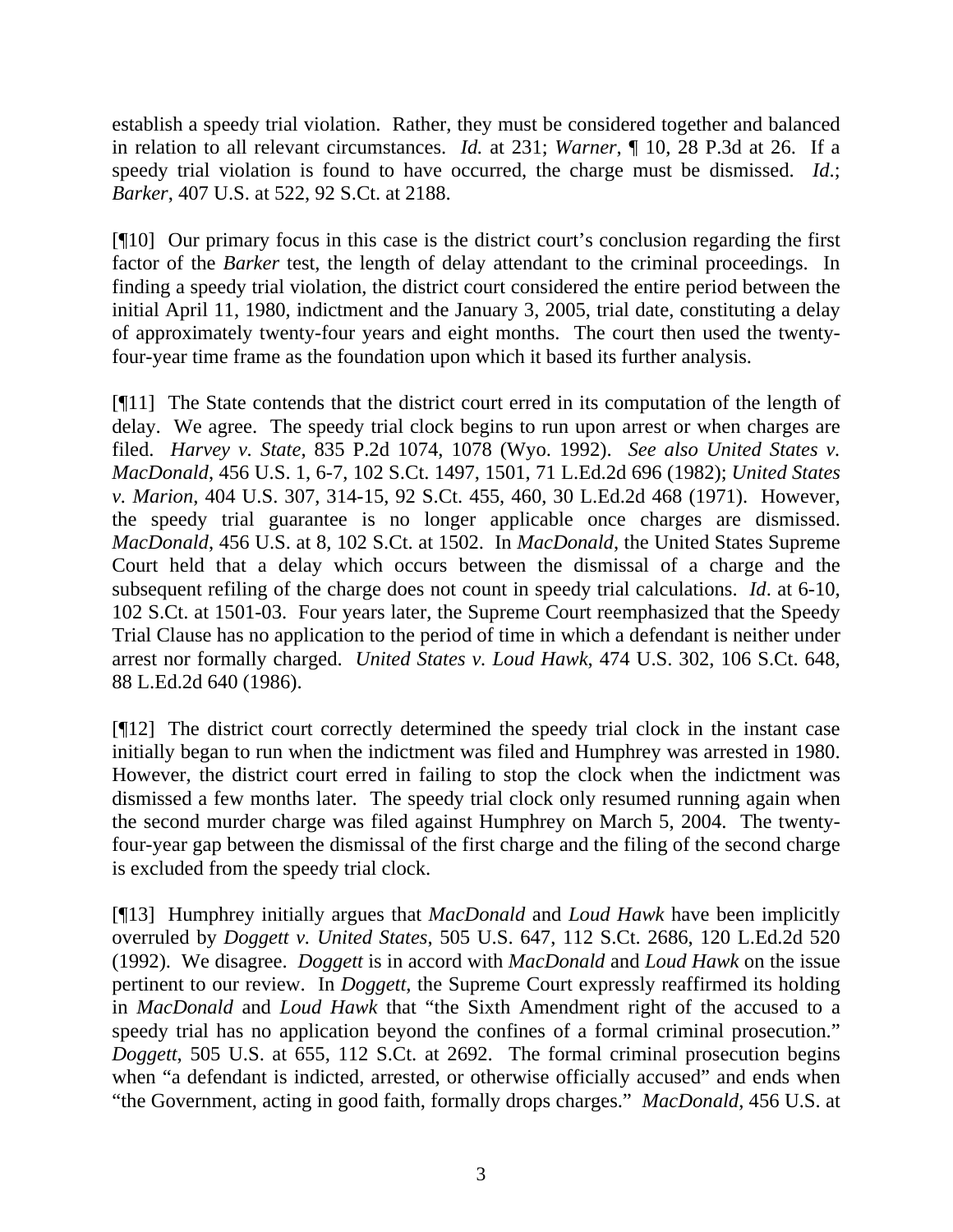establish a speedy trial violation. Rather, they must be considered together and balanced in relation to all relevant circumstances. *Id.* at 231; *Warner*, ¶ 10, 28 P.3d at 26. If a speedy trial violation is found to have occurred, the charge must be dismissed. *Id.*; *Barker*, 407 U.S. at 522, 92 S.Ct. at 2188.

[¶10] Our primary focus in this case is the district court's conclusion regarding the first factor of the *Barker* test, the length of delay attendant to the criminal proceedings. In finding a speedy trial violation, the district court considered the entire period between the initial April 11, 1980, indictment and the January 3, 2005, trial date, constituting a delay of approximately twenty-four years and eight months. The court then used the twenty-four-year time frame as the foundation upon which it based its further analysis.

[¶11] The State contends that the district court erred in its computation of the length of delay. We agree. The speedy trial clock begins to run upon arrest or when charges are filed. *Harvey v. State*, 835 P.2d 1074, 1078 (Wyo. 1992). *See also United States v. MacDonald*, 456 U.S. 1, 6-7, 102 S.Ct. 1497, 1501, 71 L.Ed.2d 696 (1982); *United States v. Marion*, 404 U.S. 307, 314-15, 92 S.Ct. 455, 460, 30 L.Ed.2d 468 (1971). However, the speedy trial guarantee is no longer applicable once charges are dismissed. *MacDonald*, 456 U.S. at 8, 102 S.Ct. at 1502. In *MacDonald*, the United States Supreme Court held that a delay which occurs between the dismissal of a charge and the subsequent refiling of the charge does not count in speedy trial calculations. *Id*. at 6-10, 102 S.Ct. at 1501-03. Four years later, the Supreme Court reemphasized that the Speedy Trial Clause has no application to the period of time in which a defendant is neither under arrest nor formally charged. *United States v. Loud Hawk*, 474 U.S. 302, 106 S.Ct. 648, 88 L.Ed.2d 640 (1986).

[¶12] The district court correctly determined the speedy trial clock in the instant case initially began to run when the indictment was filed and Humphrey was arrested in 1980. However, the district court erred in failing to stop the clock when the indictment was dismissed a few months later. The speedy trial clock only resumed running again when the second murder charge was filed against Humphrey on March 5, 2004. The twenty-four-year gap between the dismissal of the first charge and the filing of the second charge is excluded from the speedy trial clock.

[¶13] Humphrey initially argues that *MacDonald* and *Loud Hawk* have been implicitly overruled by *Doggett v. United States*, 505 U.S. 647, 112 S.Ct. 2686, 120 L.Ed.2d 520 (1992). We disagree. *Doggett* is in accord with *MacDonald* and *Loud Hawk* on the issue pertinent to our review. In *Doggett*, the Supreme Court expressly reaffirmed its holding in *MacDonald* and *Loud Hawk* that "the Sixth Amendment right of the accused to a speedy trial has no application beyond the confines of a formal criminal prosecution." *Doggett*, 505 U.S. at 655, 112 S.Ct. at 2692. The formal criminal prosecution begins when "a defendant is indicted, arrested, or otherwise officially accused" and ends when "the Government, acting in good faith, formally drops charges." *MacDonald*, 456 U.S. at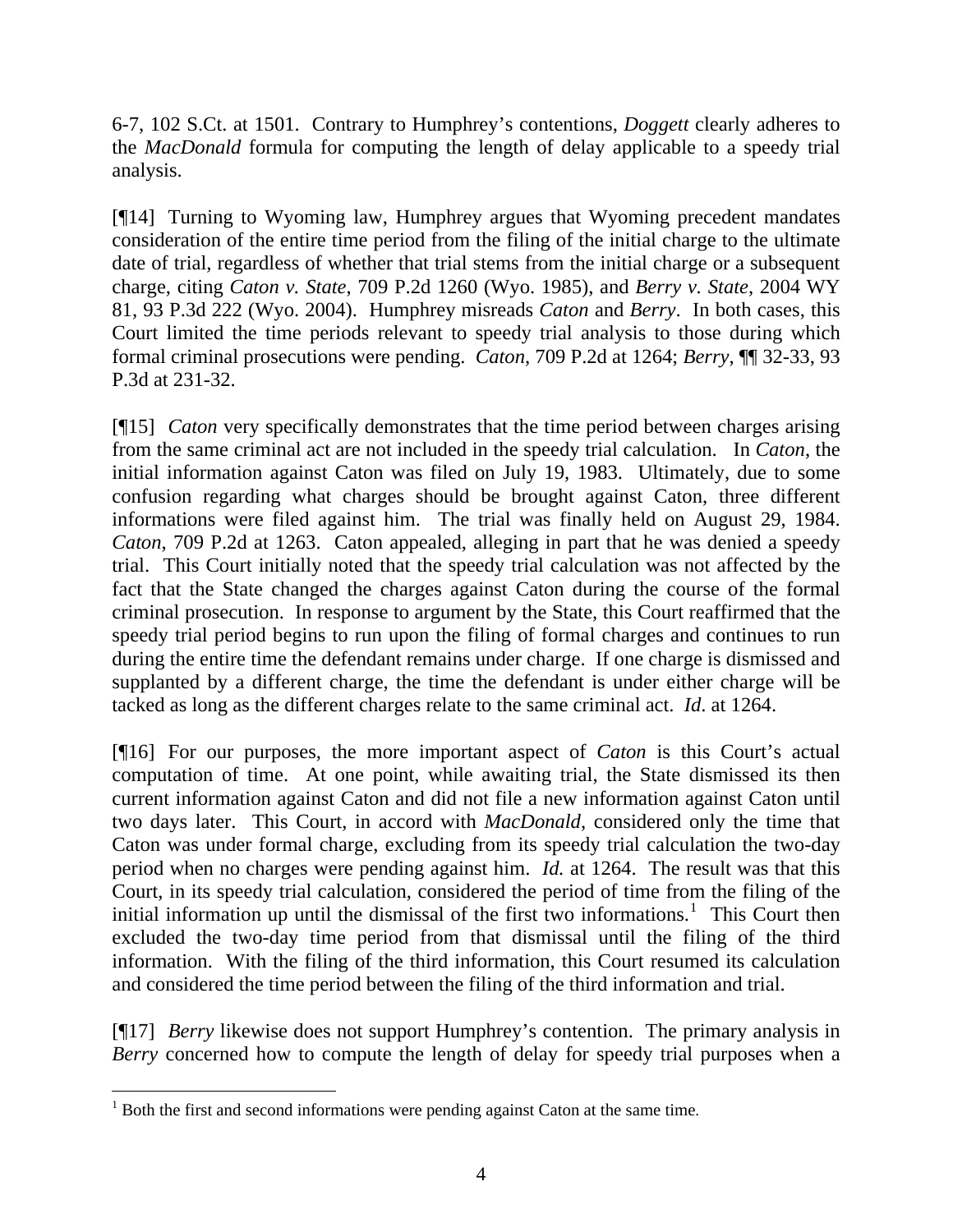6-7, 102 S.Ct. at 1501. Contrary to Humphrey's contentions, *Doggett* clearly adheres to the *MacDonald* formula for computing the length of delay applicable to a speedy trial analysis.

[¶14] Turning to Wyoming law, Humphrey argues that Wyoming precedent mandates consideration of the entire time period from the filing of the initial charge to the ultimate date of trial, regardless of whether that trial stems from the initial charge or a subsequent charge, citing *Caton v. State*, 709 P.2d 1260 (Wyo. 1985), and *Berry v. State*, 2004 WY 81, 93 P.3d 222 (Wyo. 2004). Humphrey misreads *Caton* and *Berry*. In both cases, this Court limited the time periods relevant to speedy trial analysis to those during which formal criminal prosecutions were pending. *Caton*, 709 P.2d at 1264; *Berry*, ¶¶ 32-33, 93 P.3d at 231-32.

[¶15] *Caton* very specifically demonstrates that the time period between charges arising from the same criminal act are not included in the speedy trial calculation. In *Caton*, the initial information against Caton was filed on July 19, 1983. Ultimately, due to some confusion regarding what charges should be brought against Caton, three different informations were filed against him. The trial was finally held on August 29, 1984. *Caton*, 709 P.2d at 1263. Caton appealed, alleging in part that he was denied a speedy trial. This Court initially noted that the speedy trial calculation was not affected by the fact that the State changed the charges against Caton during the course of the formal criminal prosecution. In response to argument by the State, this Court reaffirmed that the speedy trial period begins to run upon the filing of formal charges and continues to run during the entire time the defendant remains under charge. If one charge is dismissed and supplanted by a different charge, the time the defendant is under either charge will be tacked as long as the different charges relate to the same criminal act. *Id*. at 1264.

[¶16] For our purposes, the more important aspect of *Caton* is this Court's actual computation of time. At one point, while awaiting trial, the State dismissed its then current information against Caton and did not file a new information against Caton until two days later. This Court, in accord with *MacDonald*, considered only the time that Caton was under formal charge, excluding from its speedy trial calculation the two-day period when no charges were pending against him. *Id.* at 1264. The result was that this Court, in its speedy trial calculation, considered the period of time from the filing of the initial information up until the dismissal of the first two informations.[1] This Court then excluded the two-day time period from that dismissal until the filing of the third information. With the filing of the third information, this Court resumed its calculation and considered the time period between the filing of the third information and trial.

[¶17] *Berry* likewise does not support Humphrey's contention. The primary analysis in *Berry* concerned how to compute the length of delay for speedy trial purposes when a

[1] Both the first and second informations were pending against Caton at the same time.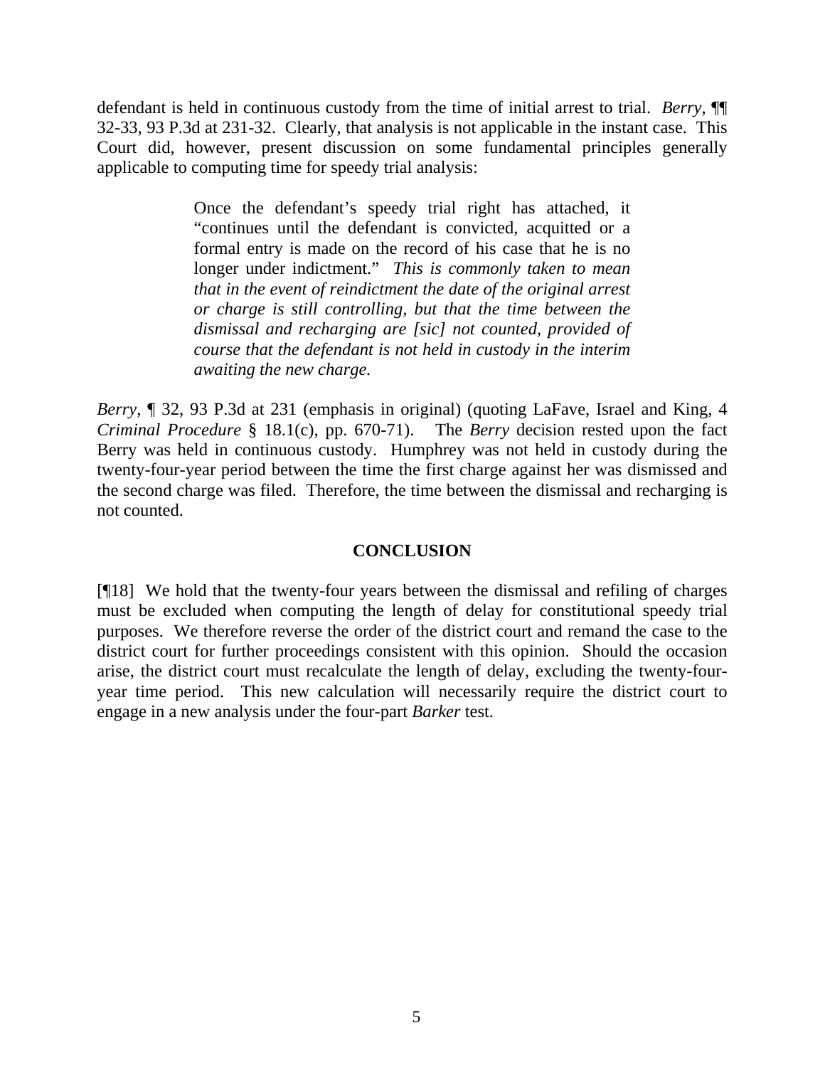defendant is held in continuous custody from the time of initial arrest to trial. *Berry*, ¶¶ 32-33, 93 P.3d at 231-32. Clearly, that analysis is not applicable in the instant case. This Court did, however, present discussion on some fundamental principles generally applicable to computing time for speedy trial analysis:

> Once the defendant's speedy trial right has attached, it "continues until the defendant is convicted, acquitted or a formal entry is made on the record of his case that he is no longer under indictment." *This is commonly taken to mean that in the event of reindictment the date of the original arrest or charge is still controlling, but that the time between the dismissal and recharging are [sic] not counted, provided of course that the defendant is not held in custody in the interim awaiting the new charge.*

*Berry*, ¶ 32, 93 P.3d at 231 (emphasis in original) (quoting LaFave, Israel and King, 4 *Criminal Procedure* § 18.1(c), pp. 670-71). The *Berry* decision rested upon the fact Berry was held in continuous custody. Humphrey was not held in custody during the twenty-four-year period between the time the first charge against her was dismissed and the second charge was filed. Therefore, the time between the dismissal and recharging is not counted.

## CONCLUSION

[¶18] We hold that the twenty-four years between the dismissal and refiling of charges must be excluded when computing the length of delay for constitutional speedy trial purposes. We therefore reverse the order of the district court and remand the case to the district court for further proceedings consistent with this opinion. Should the occasion arise, the district court must recalculate the length of delay, excluding the twenty-four-year time period. This new calculation will necessarily require the district court to engage in a new analysis under the four-part *Barker* test.